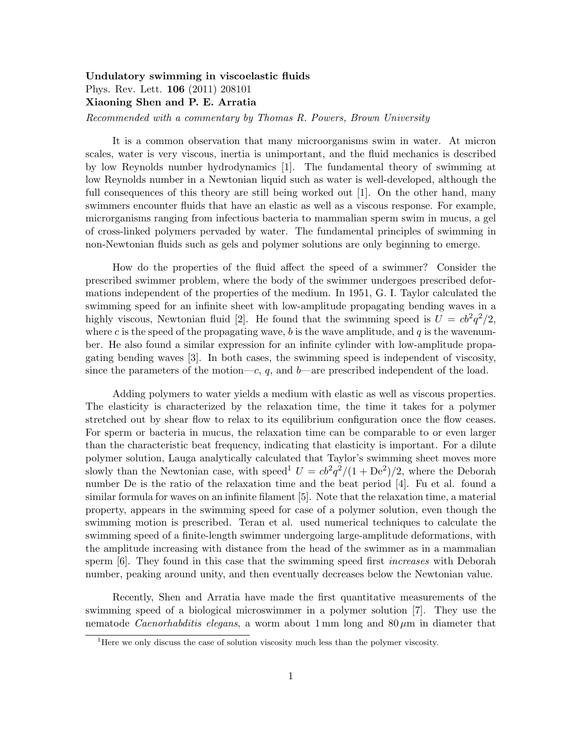**Undulatory swimming in viscoelastic fluids**
Phys. Rev. Lett. **106** (2011) 208101
**Xiaoning Shen and P. E. Arratia**
*Recommended with a commentary by Thomas R. Powers, Brown University*

It is a common observation that many microorganisms swim in water. At micron scales, water is very viscous, inertia is unimportant, and the fluid mechanics is described by low Reynolds number hydrodynamics [1]. The fundamental theory of swimming at low Reynolds number in a Newtonian liquid such as water is well-developed, although the full consequences of this theory are still being worked out [1]. On the other hand, many swimmers encounter fluids that have an elastic as well as a viscous response. For example, microrganisms ranging from infectious bacteria to mammalian sperm swim in mucus, a gel of cross-linked polymers pervaded by water. The fundamental principles of swimming in non-Newtonian fluids such as gels and polymer solutions are only beginning to emerge.

How do the properties of the fluid affect the speed of a swimmer? Consider the prescribed swimmer problem, where the body of the swimmer undergoes prescribed deformations independent of the properties of the medium. In 1951, G. I. Taylor calculated the swimming speed for an infinite sheet with low-amplitude propagating bending waves in a highly viscous, Newtonian fluid [2]. He found that the swimming speed is $U = cb^2q^2/2$, where $c$ is the speed of the propagating wave, $b$ is the wave amplitude, and $q$ is the wavenumber. He also found a similar expression for an infinite cylinder with low-amplitude propagating bending waves [3]. In both cases, the swimming speed is independent of viscosity, since the parameters of the motion—$c$, $q$, and $b$—are prescribed independent of the load.

Adding polymers to water yields a medium with elastic as well as viscous properties. The elasticity is characterized by the relaxation time, the time it takes for a polymer stretched out by shear flow to relax to its equilibrium configuration once the flow ceases. For sperm or bacteria in mucus, the relaxation time can be comparable to or even larger than the characteristic beat frequency, indicating that elasticity is important. For a dilute polymer solution, Lauga analytically calculated that Taylor's swimming sheet moves more slowly than the Newtonian case, with speed[1] $U = cb^2q^2/(1 + \mathrm{De}^2)/2$, where the Deborah number De is the ratio of the relaxation time and the beat period [4]. Fu et al. found a similar formula for waves on an infinite filament [5]. Note that the relaxation time, a material property, appears in the swimming speed for case of a polymer solution, even though the swimming motion is prescribed. Teran et al. used numerical techniques to calculate the swimming speed of a finite-length swimmer undergoing large-amplitude deformations, with the amplitude increasing with distance from the head of the swimmer as in a mammalian sperm [6]. They found in this case that the swimming speed first *increases* with Deborah number, peaking around unity, and then eventually decreases below the Newtonian value.

Recently, Shen and Arratia have made the first quantitative measurements of the swimming speed of a biological microswimmer in a polymer solution [7]. They use the nematode *Caenorhabditis elegans*, a worm about 1 mm long and 80 $\mu$m in diameter that

[1]Here we only discuss the case of solution viscosity much less than the polymer viscosity.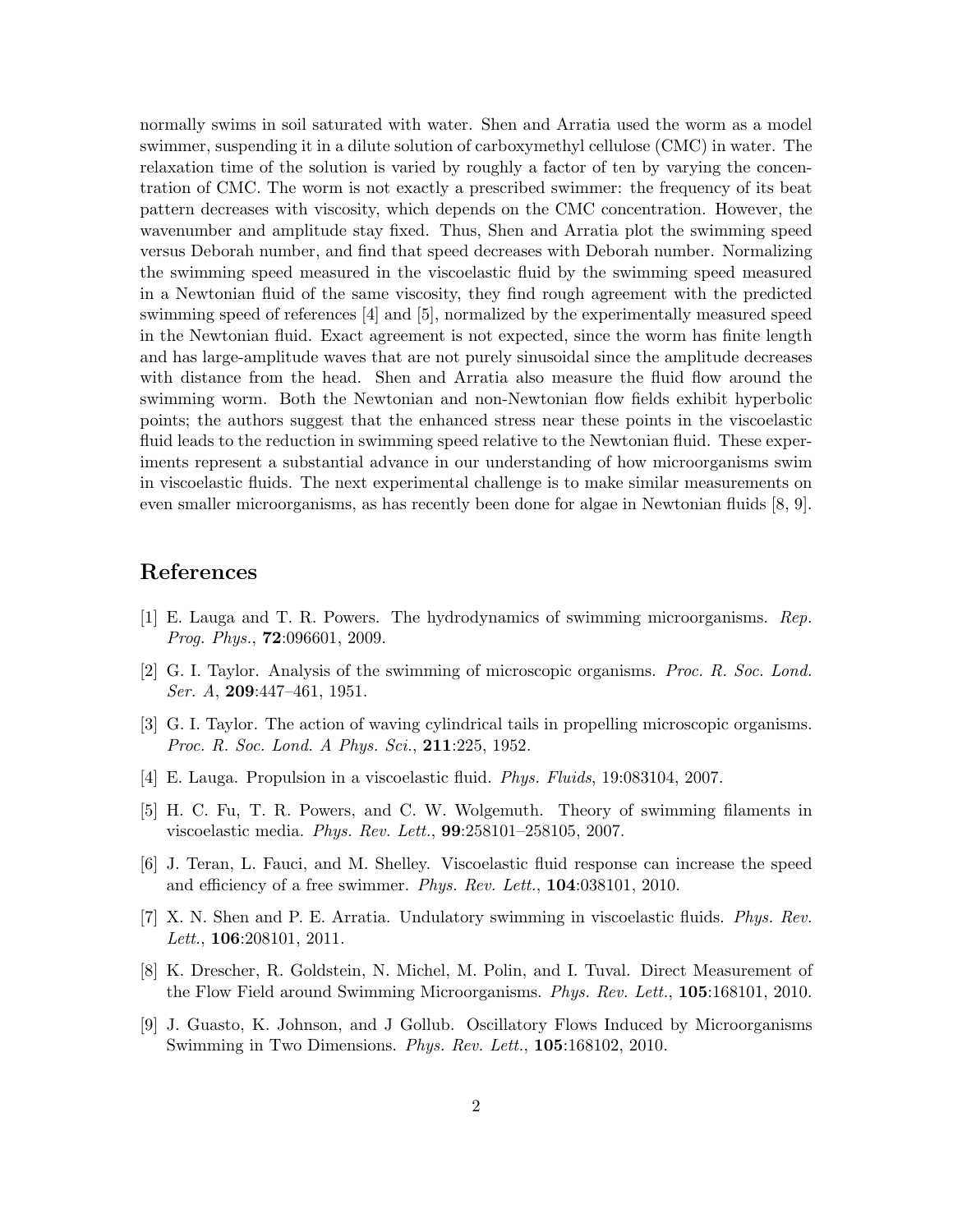normally swims in soil saturated with water. Shen and Arratia used the worm as a model swimmer, suspending it in a dilute solution of carboxymethyl cellulose (CMC) in water. The relaxation time of the solution is varied by roughly a factor of ten by varying the concentration of CMC. The worm is not exactly a prescribed swimmer: the frequency of its beat pattern decreases with viscosity, which depends on the CMC concentration. However, the wavenumber and amplitude stay fixed. Thus, Shen and Arratia plot the swimming speed versus Deborah number, and find that speed decreases with Deborah number. Normalizing the swimming speed measured in the viscoelastic fluid by the swimming speed measured in a Newtonian fluid of the same viscosity, they find rough agreement with the predicted swimming speed of references [4] and [5], normalized by the experimentally measured speed in the Newtonian fluid. Exact agreement is not expected, since the worm has finite length and has large-amplitude waves that are not purely sinusoidal since the amplitude decreases with distance from the head. Shen and Arratia also measure the fluid flow around the swimming worm. Both the Newtonian and non-Newtonian flow fields exhibit hyperbolic points; the authors suggest that the enhanced stress near these points in the viscoelastic fluid leads to the reduction in swimming speed relative to the Newtonian fluid. These experiments represent a substantial advance in our understanding of how microorganisms swim in viscoelastic fluids. The next experimental challenge is to make similar measurements on even smaller microorganisms, as has recently been done for algae in Newtonian fluids [8, 9].

## References

[1] E. Lauga and T. R. Powers. The hydrodynamics of swimming microorganisms. *Rep. Prog. Phys.*, **72**:096601, 2009.

[2] G. I. Taylor. Analysis of the swimming of microscopic organisms. *Proc. R. Soc. Lond. Ser. A*, **209**:447–461, 1951.

[3] G. I. Taylor. The action of waving cylindrical tails in propelling microscopic organisms. *Proc. R. Soc. Lond. A Phys. Sci.*, **211**:225, 1952.

[4] E. Lauga. Propulsion in a viscoelastic fluid. *Phys. Fluids*, 19:083104, 2007.

[5] H. C. Fu, T. R. Powers, and C. W. Wolgemuth. Theory of swimming filaments in viscoelastic media. *Phys. Rev. Lett.*, **99**:258101–258105, 2007.

[6] J. Teran, L. Fauci, and M. Shelley. Viscoelastic fluid response can increase the speed and efficiency of a free swimmer. *Phys. Rev. Lett.*, **104**:038101, 2010.

[7] X. N. Shen and P. E. Arratia. Undulatory swimming in viscoelastic fluids. *Phys. Rev. Lett.*, **106**:208101, 2011.

[8] K. Drescher, R. Goldstein, N. Michel, M. Polin, and I. Tuval. Direct Measurement of the Flow Field around Swimming Microorganisms. *Phys. Rev. Lett.*, **105**:168101, 2010.

[9] J. Guasto, K. Johnson, and J Gollub. Oscillatory Flows Induced by Microorganisms Swimming in Two Dimensions. *Phys. Rev. Lett.*, **105**:168102, 2010.